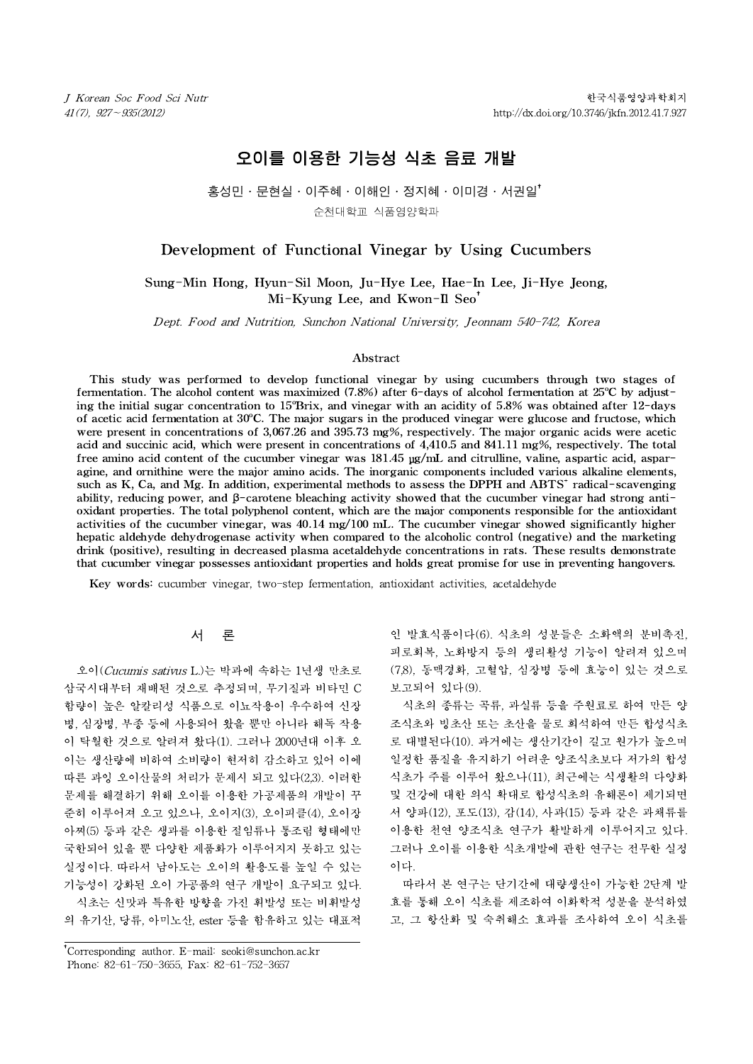# 오이를 이용한 기능성 식초 음료 개발

홍성민 · 문현실 · 이주혜 · 이해인 · 정지혜 · 이미경 · 서권일[†]

순천대학교 식품영양학과

## Development of Functional Vinegar by Using Cucumbers

Sung-Min Hong, Hyun-Sil Moon, Ju-Hye Lee, Hae-In Lee, Ji-Hye Jeong, Mi-Kyung Lee, and Kwon-Il Seo[†]

*Dept. Food and Nutrition, Sunchon National University, Jeonnam 540-742, Korea*

### Abstract

This study was performed to develop functional vinegar by using cucumbers through two stages of fermentation. The alcohol content was maximized (7.8%) after 6-days of alcohol fermentation at 25°C by adjusting the initial sugar concentration to 15°Brix, and vinegar with an acidity of 5.8% was obtained after 12-days of acetic acid fermentation at 30°C. The major sugars in the produced vinegar were glucose and fructose, which were present in concentrations of 3,067.26 and 395.73 mg%, respectively. The major organic acids were acetic acid and succinic acid, which were present in concentrations of 4,410.5 and 841.11 mg%, respectively. The total free amino acid content of the cucumber vinegar was 181.45 μg/mL and citrulline, valine, aspartic acid, asparagine, and ornithine were the major amino acids. The inorganic components included various alkaline elements, such as K, Ca, and Mg. In addition, experimental methods to assess the DPPH and $ABTS^+$ radical-scavenging ability, reducing power, and β-carotene bleaching activity showed that the cucumber vinegar had strong antioxidant properties. The total polyphenol content, which are the major components responsible for the antioxidant activities of the cucumber vinegar, was 40.14 mg/100 mL. The cucumber vinegar showed significantly higher hepatic aldehyde dehydrogenase activity when compared to the alcoholic control (negative) and the marketing drink (positive), resulting in decreased plasma acetaldehyde concentrations in rats. These results demonstrate that cucumber vinegar possesses antioxidant properties and holds great promise for use in preventing hangovers.

**Key words:** cucumber vinegar, two-step fermentation, antioxidant activities, acetaldehyde

## 서 론

오이(*Cucumis sativus* L.)는 박과에 속하는 1년생 만초로 삼국시대부터 재배된 것으로 추정되며, 무기질과 비타민 C 함량이 높은 알칼리성 식품으로 이뇨작용이 우수하여 신장병, 심장병, 부종 등에 사용되어 왔을 뿐만 아니라 해독 작용이 탁월한 것으로 알려져 왔다(1). 그러나 2000년대 이후 오이는 생산량에 비하여 소비량이 현저히 감소하고 있어 이에 따른 과잉 오이산물의 처리가 문제시 되고 있다(2,3). 이러한 문제를 해결하기 위해 오이를 이용한 가공제품의 개발이 꾸준히 이루어져 오고 있으나, 오이지(3), 오이피클(4), 오이장아찌(5) 등과 같은 생과를 이용한 절임류나 통조림 형태에만 국한되어 있을 뿐 다양한 제품화가 이루어지지 못하고 있는 실정이다. 따라서 남아도는 오이의 활용도를 높일 수 있는 기능성이 강화된 오이 가공품의 연구 개발이 요구되고 있다.

식초는 신맛과 특유한 방향을 가진 휘발성 또는 비휘발성의 유기산, 당류, 아미노산, ester 등을 함유하고 있는 대표적인 발효식품이다(6). 식초의 성분들은 소화액의 분비촉진, 피로회복, 노화방지 등의 생리활성 기능이 알려져 있으며(7,8), 동맥경화, 고혈압, 심장병 등에 효능이 있는 것으로 보고되어 있다(9).

식초의 종류는 곡류, 과실류 등을 주원료로 하여 만든 양조식초와 빙초산 또는 초산을 물로 희석하여 만든 합성식초로 대별된다(10). 과거에는 생산기간이 길고 원가가 높으며 일정한 품질을 유지하기 어려운 양조식초보다 저가의 합성식초가 주를 이루어 왔으나(11), 최근에는 식생활의 다양화 및 건강에 대한 의식 확대로 합성식초의 유해론이 제기되면서 양파(12), 포도(13), 감(14), 사과(15) 등과 같은 과채류를 이용한 천연 양조식초 연구가 활발하게 이루어지고 있다. 그러나 오이를 이용한 식초개발에 관한 연구는 전무한 실정이다.

따라서 본 연구는 단기간에 대량생산이 가능한 2단계 발효를 통해 오이 식초를 제조하여 이화학적 성분을 분석하였고, 그 항산화 및 숙취해소 효과를 조사하여 오이 식초를

---

[†]Corresponding author. E-mail: seoki@sunchon.ac.kr
Phone: 82-61-750-3655, Fax: 82-61-752-3657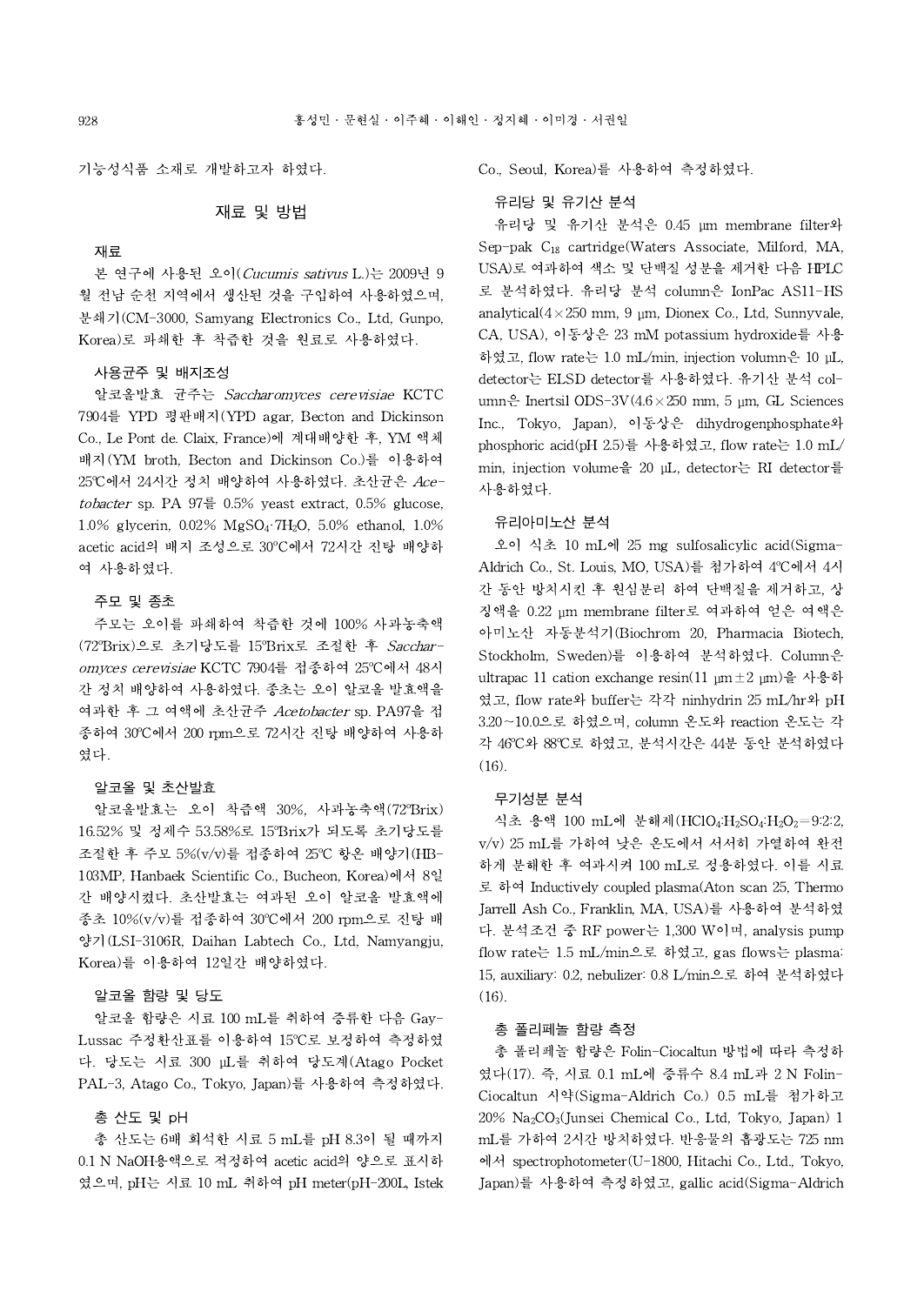기능성식품 소재로 개발하고자 하였다.

## 재료 및 방법

### 재료

본 연구에 사용된 오이(*Cucumis sativus* L.)는 2009년 9월 전남 순천 지역에서 생산된 것을 구입하여 사용하였으며, 분쇄기(CM-3000, Samyang Electronics Co., Ltd, Gunpo, Korea)로 파쇄한 후 착즙한 것을 원료로 사용하였다.

### 사용균주 및 배지조성

알코올발효 균주는 *Saccharomyces cerevisiae* KCTC 7904를 YPD 평판배지(YPD agar, Becton and Dickinson Co., Le Pont de. Claix, France)에 계대배양한 후, YM 액체배지(YM broth, Becton and Dickinson Co.)를 이용하여 25°C에서 24시간 정치 배양하여 사용하였다. 초산균은 *Acetobacter* sp. PA 97를 0.5% yeast extract, 0.5% glucose, 1.0% glycerin, 0.02% $MgSO_4 \cdot 7H_2O$, 5.0% ethanol, 1.0% acetic acid의 배지 조성으로 30°C에서 72시간 진탕 배양하여 사용하였다.

### 주모 및 종초

주모는 오이를 파쇄하여 착즙한 것에 100% 사과농축액(72°Brix)으로 초기당도를 15°Brix로 조절한 후 *Saccharomyces cerevisiae* KCTC 7904를 접종하여 25°C에서 48시간 정치 배양하여 사용하였다. 종초는 오이 알코올 발효액을 여과한 후 그 여액에 초산균주 *Acetobacter* sp. PA97을 접종하여 30°C에서 200 rpm으로 72시간 진탕 배양하여 사용하였다.

### 알코올 및 초산발효

알코올발효는 오이 착즙액 30%, 사과농축액(72°Brix) 16.52% 및 정제수 53.58%로 15°Brix가 되도록 초기당도를 조절한 후 주모 5%(v/v)를 접종하여 25°C 항온 배양기(HB-103MP, Hanbaek Scientific Co., Bucheon, Korea)에서 8일간 배양시켰다. 초산발효는 여과된 오이 알코올 발효액에 종초 10%(v/v)를 접종하여 30°C에서 200 rpm으로 진탕 배양기(LSI-3106R, Daihan Labtech Co., Ltd, Namyangju, Korea)를 이용하여 12일간 배양하였다.

### 알코올 함량 및 당도

알코올 함량은 시료 100 mL를 취하여 증류한 다음 Gay-Lussac 주정환산표를 이용하여 15°C로 보정하여 측정하였다. 당도는 시료 300 μL를 취하여 당도계(Atago Pocket PAL-3, Atago Co., Tokyo, Japan)를 사용하여 측정하였다.

### 총 산도 및 pH

총 산도는 6배 희석한 시료 5 mL를 pH 8.3이 될 때까지 0.1 N NaOH용액으로 적정하여 acetic acid의 양으로 표시하였으며, pH는 시료 10 mL 취하여 pH meter(pH-200L, Istek Co., Seoul, Korea)를 사용하여 측정하였다.

### 유리당 및 유기산 분석

유리당 및 유기산 분석은 0.45 μm membrane filter와 Sep-pak $C_{18}$ cartridge(Waters Associate, Milford, MA, USA)로 여과하여 색소 및 단백질 성분을 제거한 다음 HPLC로 분석하였다. 유리당 분석 column은 IonPac AS11-HS analytical(4×250 mm, 9 μm, Dionex Co., Ltd, Sunnyvale, CA, USA), 이동상은 23 mM potassium hydroxide를 사용하였고, flow rate는 1.0 mL/min, injection volumn은 10 μL, detector는 ELSD detector를 사용하였다. 유기산 분석 column은 Inertsil ODS-3V(4.6×250 mm, 5 μm, GL Sciences Inc., Tokyo, Japan), 이동상은 dihydrogenphosphate와 phosphoric acid(pH 2.5)를 사용하였고, flow rate는 1.0 mL/min, injection volume을 20 μL, detector는 RI detector를 사용하였다.

### 유리아미노산 분석

오이 식초 10 mL에 25 mg sulfosalicylic acid(Sigma-Aldrich Co., St. Louis, MO, USA)를 첨가하여 4°C에서 4시간 동안 방치시킨 후 원심분리 하여 단백질을 제거하고, 상징액을 0.22 μm membrane filter로 여과하여 얻은 여액은 아미노산 자동분석기(Biochrom 20, Pharmacia Biotech, Stockholm, Sweden)를 이용하여 분석하였다. Column은 ultrapac 11 cation exchange resin(11 μm±2 μm)을 사용하였고, flow rate와 buffer는 각각 ninhydrin 25 mL/hr와 pH 3.20~10.0으로 하였으며, column 온도와 reaction 온도는 각각 46°C와 88°C로 하였고, 분석시간은 44분 동안 분석하였다(16).

### 무기성분 분석

식초 용액 100 mL에 분해제($HClO_4$:$H_2SO_4$:$H_2O_2$=9:2:2, v/v) 25 mL를 가하여 낮은 온도에서 서서히 가열하여 완전하게 분해한 후 여과시켜 100 mL로 정용하였다. 이를 시료로 하여 Inductively coupled plasma(Aton scan 25, Thermo Jarrell Ash Co., Franklin, MA, USA)를 사용하여 분석하였다. 분석조건 중 RF power는 1,300 W이며, analysis pump flow rate는 1.5 mL/min으로 하였고, gas flows는 plasma: 15, auxiliary: 0.2, nebulizer: 0.8 L/min으로 하여 분석하였다(16).

### 총 폴리페놀 함량 측정

총 폴리페놀 함량은 Folin-Ciocaltun 방법에 따라 측정하였다(17). 즉, 시료 0.1 mL에 증류수 8.4 mL과 2 N Folin-Ciocaltun 시약(Sigma-Aldrich Co.) 0.5 mL를 첨가하고 20% $Na_2CO_3$(Junsei Chemical Co., Ltd, Tokyo, Japan) 1 mL를 가하여 2시간 방치하였다. 반응물의 흡광도는 725 nm에서 spectrophotometer(U-1800, Hitachi Co., Ltd., Tokyo, Japan)를 사용하여 측정하였고, gallic acid(Sigma-Aldrich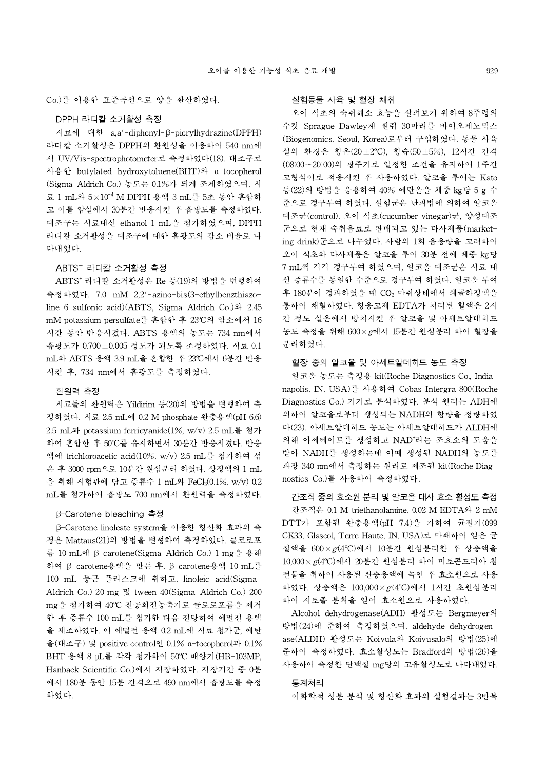Co.)를 이용한 표준곡선으로 양을 환산하였다.

### DPPH 라디칼 소거활성 측정

시료에 대한 a,a′-diphenyl-β-picrylhydrazine(DPPH) 라디칼 소거활성은 DPPH의 환원성을 이용하여 540 nm에서 UV/Vis-spectrophotometer로 측정하였다(18). 대조구로 사용한 butylated hydroxytoluene(BHT)와 α-tocopherol (Sigma-Aldrich Co.) 농도는 0.1%가 되게 조제하였으며, 시료 1 mL와 $5\times10^{-4}$ M DPPH 용액 3 mL를 5초 동안 혼합하고 이를 암실에서 30분간 반응시킨 후 흡광도를 측정하였다. 대조구는 시료대신 ethanol 1 mL을 첨가하였으며, DPPH 라디칼 소거활성을 대조구에 대한 흡광도의 감소 비율로 나타내었다.

### $ABTS^{+}$ 라디칼 소거활성 측정

$ABTS^{-}$ 라디칼 소거활성은 Re 등(19)의 방법을 변형하여 측정하였다. 7.0 mM 2,2′-azino-bis(3-ethylbenzthiazoline-6-sulfonic acid)(ABTS, Sigma-Aldrich Co.)와 2.45 mM potassium persulfate를 혼합한 후 23℃의 암소에서 16시간 동안 반응시켰다. ABTS 용액의 농도는 734 nm에서 흡광도가 0.700±0.005 정도가 되도록 조정하였다. 시료 0.1 mL와 ABTS 용액 3.9 mL을 혼합한 후 23℃에서 6분간 반응시킨 후, 734 nm에서 흡광도를 측정하였다.

### 환원력 측정

시료들의 환원력은 Yildirim 등(20)의 방법을 변형하여 측정하였다. 시료 2.5 mL에 0.2 M phosphate 완충용액(pH 6.6) 2.5 mL과 potassium ferricyanide(1%, w/v) 2.5 mL를 첨가하여 혼합한 후 50℃를 유지하면서 30분간 반응시켰다. 반응액에 trichloroacetic acid(10%, w/v) 2.5 mL를 첨가하여 섞은 후 3000 rpm으로 10분간 원심분리 하였다. 상징액의 1 mL을 취해 시험관에 담고 증류수 1 mL와 $FeCl_3$(0.1%, w/v) 0.2 mL를 첨가하여 흡광도 700 nm에서 환원력을 측정하였다.

### β-Carotene bleaching 측정

β-Carotene linoleate system을 이용한 항산화 효과의 측정은 Mattaus(21)의 방법을 변형하여 측정하였다. 클로로포름 10 mL에 β-carotene(Sigma-Aldrich Co.) 1 mg을 용해하여 β-carotene용액을 만든 후, β-carotene용액 10 mL를 100 mL 둥근 플라스크에 취하고, linoleic acid(Sigma-Aldrich Co.) 20 mg 및 tween 40(Sigma-Aldrich Co.) 200 mg을 첨가하여 40℃ 진공회전농축기로 클로로포름을 제거한 후 증류수 100 mL를 첨가한 다음 진탕하여 에멀전 용액을 제조하였다. 이 에멀전 용액 0.2 mL에 시료 첨가군, 에탄올(대조구) 및 positive control인 0.1% α-tocopherol과 0.1% BHT 용액 8 μL를 각각 첨가하여 50℃ 배양기(HB-103MP, Hanbaek Scientific Co.)에서 저장하였다. 저장기간 중 0분에서 180분 동안 15분 간격으로 490 nm에서 흡광도를 측정하였다.

### 실험동물 사육 및 혈장 채취

오이 식초의 숙취해소 효능을 살펴보기 위하여 8주령의 수컷 Sprague-Dawley계 흰쥐 30마리를 바이오제노믹스(Biogenomics, Seoul, Korea)로부터 구입하였다. 동물 사육실의 환경은 항온(20±2℃), 항습(50±5%), 12시간 간격(08:00~20:00)의 광주기로 일정한 조건을 유지하여 1주간 고형식이로 적응시킨 후 사용하였다. 알코올을 투여는 Kato 등(22)의 방법을 응용하여 40% 에탄올을 체중 kg당 5 g 수준으로 경구투여 하였다. 실험군은 난괴법에 의하여 알코올 대조군(control), 오이 식초(cucumber vinegar)군, 양성대조군으로 현재 숙취음료로 판매되고 있는 타사제품(marketing drink)군으로 나누었다. 사람의 1회 음용량을 고려하여 오이 식초와 타사제품은 알코올 투여 30분 전에 체중 kg당 7 mL씩 각각 경구투여 하였으며, 알코올 대조군은 시료 대신 증류수를 동일한 수준으로 경구투여 하였다. 알코올 투여 후 180분이 경과하였을 때 $CO_2$ 마취상태에서 쇄골하정맥을 통하여 채혈하였다. 항응고제 EDTA가 처리된 혈액은 2시간 정도 실온에서 방치시킨 후 알코올 및 아세트알데히드 농도 측정을 위해 600×*g*에서 15분간 원심분리 하여 혈장을 분리하였다.

### 혈장 중의 알코올 및 아세트알데히드 농도 측정

알코올 농도는 측정용 kit(Roche Diagnostics Co., Indianapolis, IN, USA)를 사용하여 Cobas Intergra 800(Roche Diagnostics Co.) 기기로 분석하였다. 분석 원리는 ADH에 의하여 알코올로부터 생성되는 NADH의 함량을 정량하였다(23). 아세트알데히드 농도는 아세트알데히드가 ALDH에 의해 아세테이트를 생성하고 $NAD^{+}$라는 조효소의 도움을 받아 NADH를 생성하는데 이때 생성된 NADH의 농도를 파장 340 nm에서 측정하는 원리로 제조된 kit(Roche Diagnostics Co.)를 사용하여 측정하였다.

### 간조직 중의 효소원 분리 및 알코올 대사 효소 활성도 측정

간조직은 0.1 M triethanolamine, 0.02 M EDTA와 2 mM DTT가 포함된 완충용액(pH 7.4)을 가하여 균질기(099 CK33, Glascol, Terre Haute, IN, USA)로 마쇄하여 얻은 균질액을 600×*g*(4℃)에서 10분간 원심분리한 후 상층액을 10,000×*g*(4℃)에서 20분간 원심분리 하여 미토콘드리아 침전물을 취하여 사용된 완충용액에 녹인 후 효소원으로 사용하였다. 상층액은 100,000×*g*(4℃)에서 1시간 초원심분리 하여 시토졸 분획을 얻어 효소원으로 사용하였다.

Alcohol dehydrogenase(ADH) 활성도는 Bergmeyer의 방법(24)에 준하여 측정하였으며, aldehyde dehydrogenase(ALDH) 활성도는 Koivula와 Koivusalo의 방법(25)에 준하여 측정하였다. 효소활성도는 Bradford의 방법(26)을 사용하여 측정한 단백질 mg당의 고유활성도로 나타내었다.

### 통계처리

이화학적 성분 분석 및 항산화 효과의 실험결과는 3반복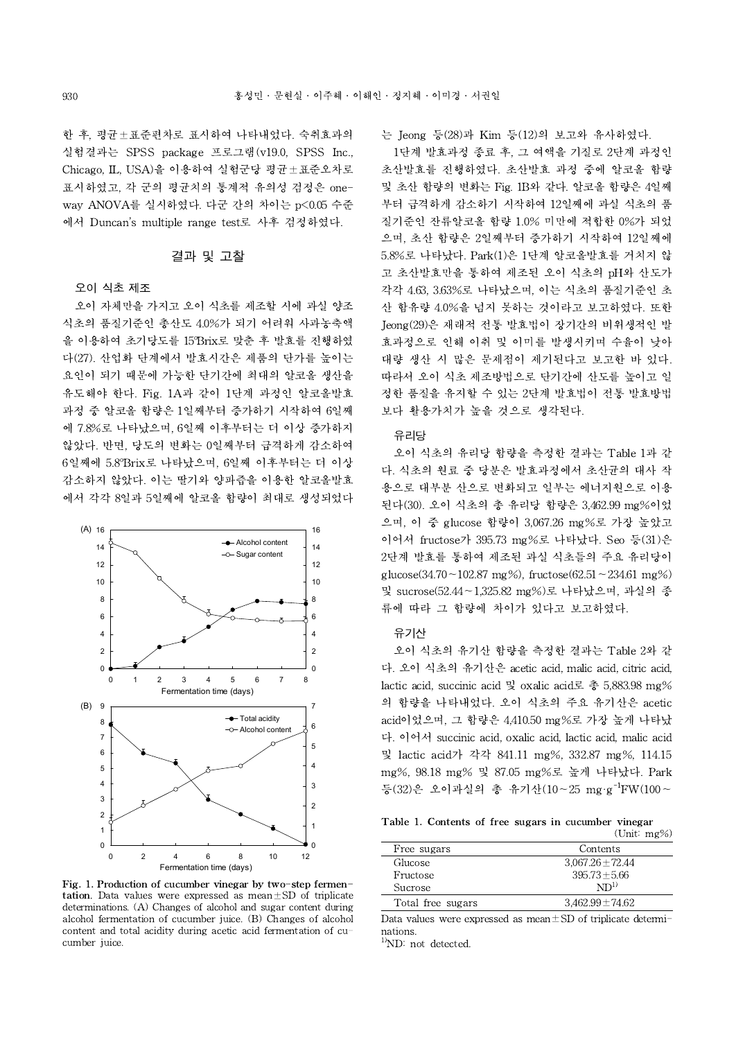한 후, 평균±표준편차로 표시하여 나타내었다. 숙취효과의 실험결과는 SPSS package 프로그램(v19.0, SPSS Inc., Chicago, IL, USA)을 이용하여 실험군당 평균±표준오차로 표시하였고, 각 군의 평균치의 통계적 유의성 검정은 one-way ANOVA를 실시하였다. 다군 간의 차이는 $p<0.05$ 수준에서 Duncan's multiple range test로 사후 검정하였다.

## 결과 및 고찰

### 오이 식초 제조

오이 자체만을 가지고 오이 식초를 제조할 시에 과실 양조식초의 품질기준인 총산도 4.0%가 되기 어려워 사과농축액을 이용하여 초기당도를 15°Brix로 맞춘 후 발효를 진행하였다(27). 산업화 단계에서 발효시간은 제품의 단가를 높이는 요인이 되기 때문에 가능한 단기간에 최대의 알코올 생산을 유도해야 한다. Fig. 1A과 같이 1단계 과정인 알코올발효 과정 중 알코올 함량은 1일째부터 증가하기 시작하여 6일째에 7.8%로 나타났으며, 6일째 이후부터는 더 이상 증가하지 않았다. 반면, 당도의 변화는 0일째부터 급격하게 감소하여 6일째에 5.8°Brix로 나타났으며, 6일째 이후부터는 더 이상 감소하지 않았다. 이는 딸기와 양파즙을 이용한 알코올발효에서 각각 8일과 5일째에 알코올 함량이 최대로 생성되었다는 Jeong 등(28)과 Kim 등(12)의 보고와 유사하였다.

**Fig. 1. Production of cucumber vinegar by two-step fermentation.** Data values were expressed as mean±SD of triplicate determinations. (A) Changes of alcohol and sugar content during alcohol fermentation of cucumber juice. (B) Changes of alcohol content and total acidity during acetic acid fermentation of cucumber juice.

1단계 발효과정 종료 후, 그 여액을 기질로 2단계 과정인 초산발효를 진행하였다. 초산발효 과정 중에 알코올 함량 및 초산 함량의 변화는 Fig. 1B와 같다. 알코올 함량은 4일째부터 급격하게 감소하기 시작하여 12일째에 과실 식초의 품질기준인 잔류알코올 함량 1.0% 미만에 적합한 0%가 되었으며, 초산 함량은 2일째부터 증가하기 시작하여 12일째에 5.8%로 나타났다. Park(1)은 1단계 알코올발효를 거치지 않고 초산발효만을 통하여 제조된 오이 식초의 pH와 산도가 각각 4.63, 3.63%로 나타났으며, 이는 식초의 품질기준인 초산 함유량 4.0%을 넘지 못하는 것이라고 보고하였다. 또한 Jeong(29)은 재래적 전통 발효법이 장기간의 비위생적인 발효과정으로 인해 이취 및 이미를 발생시키며 수율이 낮아 대량 생산 시 많은 문제점이 제기된다고 보고한 바 있다. 따라서 오이 식초 제조방법으로 단기간에 산도를 높이고 일정한 품질을 유지할 수 있는 2단계 발효법이 전통 발효방법보다 활용가치가 높을 것으로 생각된다.

### 유리당

오이 식초의 유리당 함량을 측정한 결과는 Table 1과 같다. 식초의 원료 중 당분은 발효과정에서 초산균의 대사 작용으로 대부분 산으로 변화되고 일부는 에너지원으로 이용된다(30). 오이 식초의 총 유리당 함량은 3,462.99 mg%이었으며, 이 중 glucose 함량이 3,067.26 mg%로 가장 높았고 이어서 fructose가 395.73 mg%로 나타났다. Seo 등(31)은 2단계 발효를 통하여 제조된 과실 식초들의 주요 유리당이 glucose(34.70~102.87 mg%), fructose(62.51~234.61 mg%) 및 sucrose(52.44~1,325.82 mg%)로 나타났으며, 과실의 종류에 따라 그 함량에 차이가 있다고 보고하였다.

### 유기산

오이 식초의 유기산 함량을 측정한 결과는 Table 2와 같다. 오이 식초의 유기산은 acetic acid, malic acid, citric acid, lactic acid, succinic acid 및 oxalic acid로 총 5,883.98 mg%의 함량을 나타내었다. 오이 식초의 주요 유기산은 acetic acid이었으며, 그 함량은 4,410.50 mg%로 가장 높게 나타났다. 이어서 succinic acid, oxalic acid, lactic acid, malic acid 및 lactic acid가 각각 841.11 mg%, 332.87 mg%, 114.15 mg%, 98.18 mg% 및 87.05 mg%로 높게 나타났다. Park 등(32)은 오이과실의 총 유기산(10~25 $mg \cdot g^{-1}FW$(100~

**Table 1. Contents of free sugars in cucumber vinegar**

(Unit: mg%)

| Free sugars | Contents |
|---|---|
| Glucose | 3,067.26±72.44 |
| Fructose | 395.73±5.66 |
| Sucrose | ND[1)] |
| Total free sugars | 3,462.99±74.62 |

Data values were expressed as mean±SD of triplicate determinations.

[1)]ND: not detected.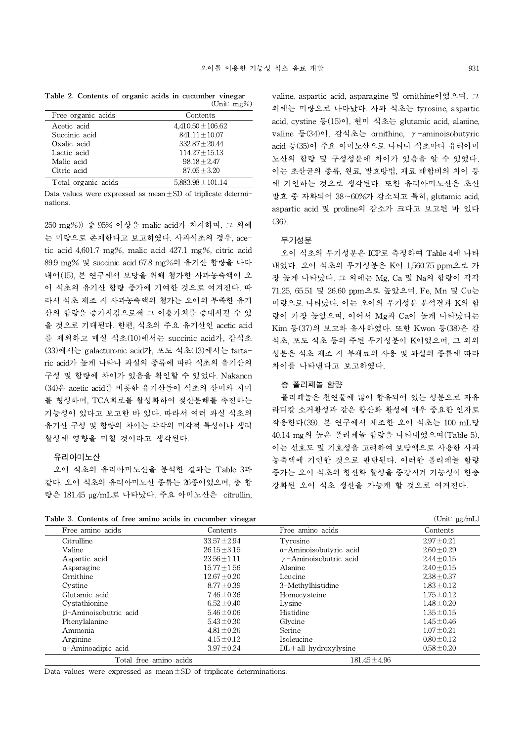**Table 2. Contents of organic acids in cucumber vinegar** (Unit: mg%)

| Free organic acids | Contents |
|---|---|
| Acetic acid | 4,410.50±106.62 |
| Succinic acid | 841.11±10.07 |
| Oxalic acid | 332.87±20.44 |
| Lactic acid | 114.27±15.13 |
| Malic acid | 98.18±2.47 |
| Citric acid | 87.05±3.20 |
| Total organic acids | 5,883.98±101.14 |

Data values were expressed as mean±SD of triplicate determinations.

250 mg%)) 중 95% 이상을 malic acid가 차지하며, 그 외에는 미량으로 존재한다고 보고하였다. 사과식초의 경우, acetic acid 4,601.7 mg%, malic acid 427.1 mg%, citric acid 89.9 mg% 및 succinic acid 67.8 mg%의 유기산 함량을 나타내어(15), 본 연구에서 보당을 위해 첨가한 사과농축액이 오이 식초의 유기산 함량 증가에 기여한 것으로 여겨진다. 따라서 식초 제조 시 사과농축액의 첨가는 오이의 부족한 유기산의 함량을 증가시킴으로써 그 이용가치를 증대시킬 수 있을 것으로 기대된다. 한편, 식초의 주요 유기산인 acetic acid를 제외하고 매실 식초(10)에서는 succinic acid가, 감식초(33)에서는 galacturonic acid가, 포도 식초(13)에서는 tartaric acid가 높게 나타나 과실의 종류에 따라 식초의 유기산의 구성 및 함량에 차이가 있음을 확인할 수 있었다. Nakancn(34)은 acetic acid를 비롯한 유기산들이 식초의 산미와 지미를 형성하며, TCA회로를 활성화하여 젖산분해를 촉진하는 기능성이 있다고 보고한 바 있다. 따라서 여러 과실 식초의 유기산 구성 및 함량의 차이는 각각의 미각적 특성이나 생리활성에 영향을 미칠 것이라고 생각된다.

### 유리아미노산

오이 식초의 유리아미노산을 분석한 결과는 Table 3과 같다. 오이 식초의 유리아미노산 종류는 26종이었으며, 총 함량은 181.45 μg/mL로 나타났다. 주요 아미노산은 citrullin, valine, aspartic acid, asparagine 및 ornithine이었으며, 그 외에는 미량으로 나타났다. 사과 식초는 tyrosine, aspartic acid, cystine 등(15)이, 현미 식초는 glutamic acid, alanine, valine 등(34)이, 감식초는 ornithine, γ-aminoisobutyric acid 등(35)이 주요 아미노산으로 나타나 식초마다 유리아미노산의 함량 및 구성성분에 차이가 있음을 알 수 있었다. 이는 초산균의 종류, 원료, 발효방법, 재료 배합비의 차이 등에 기인하는 것으로 생각된다. 또한 유리아미노산은 초산 발효 중 자화되어 38~60%가 감소되고 특히, glutamic acid, aspartic acid 및 proline의 감소가 크다고 보고된 바 있다(36).

### 무기성분

오이 식초의 무기성분은 ICP로 측정하여 Table 4에 나타내었다. 오이 식초의 무기성분은 K이 1,560.75 ppm으로 가장 높게 나타났다. 그 외에는 Mg, Ca 및 Na의 함량이 각각 71.25, 65.51 및 26.60 ppm으로 높았으며, Fe, Mn 및 Cu는 미량으로 나타났다. 이는 오이의 무기성분 분석결과 K의 함량이 가장 높았으며, 이어서 Mg과 Ca이 높게 나타났다는 Kim 등(37)의 보고와 유사하였다. 또한 Kwon 등(38)은 감식초, 포도 식초 등의 주된 무기성분이 K이었으며, 그 외의 성분은 식초 제조 시 부재료의 사용 및 과실의 종류에 따라 차이를 나타낸다고 보고하였다.

### 총 폴리페놀 함량

폴리페놀은 천연물에 많이 함유되어 있는 성분으로 자유 라디칼 소거활성과 같은 항산화 활성에 매우 중요한 인자로 작용한다(39). 본 연구에서 제조한 오이 식초는 100 mL당 40.14 mg의 높은 폴리페놀 함량을 나타내었으며(Table 5), 이는 선호도 및 기호성을 고려하여 보당액으로 사용한 사과농축액에 기인한 것으로 판단된다. 이러한 폴리페놀 함량 증가는 오이 식초의 항산화 활성을 증강시켜 기능성이 한층 강화된 오이 식초 생산을 가능케 할 것으로 여겨진다.

**Table 3. Contents of free amino acids in cucumber vinegar** (Unit: μg/mL)

| Free amino acids | Contents | Free amino acids | Contents |
|---|---|---|---|
| Citrulline | 33.57±2.94 | Tyrosine | 2.97±0.21 |
| Valine | 26.15±3.15 | α-Aminoisobutyric acid | 2.60±0.29 |
| Aspartic acid | 23.56±1.11 | γ-Aminoisobutric acid | 2.44±0.15 |
| Asparagine | 15.77±1.56 | Alanine | 2.40±0.15 |
| Ornithine | 12.67±0.20 | Leucine | 2.38±0.37 |
| Cystine | 8.77±0.39 | 3-Methylhistidine | 1.83±0.12 |
| Glutamic acid | 7.46±0.36 | Homocysteine | 1.75±0.12 |
| Cystathionine | 6.52±0.40 | Lysine | 1.48±0.20 |
| β-Aminoisobutric acid | 5.46±0.06 | Histidine | 1.35±0.15 |
| Phenylalanine | 5.43±0.30 | Glycine | 1.45±0.46 |
| Ammonia | 4.81±0.26 | Serine | 1.07±0.21 |
| Arginine | 4.15±0.12 | Isoleucine | 0.80±0.12 |
| α-Aminoadipic acid | 3.97±0.24 | DL+all hydroxylysine | 0.58±0.20 |
| Total free amino acids | | 181.45±4.96 | |

Data values were expressed as mean±SD of triplicate determinations.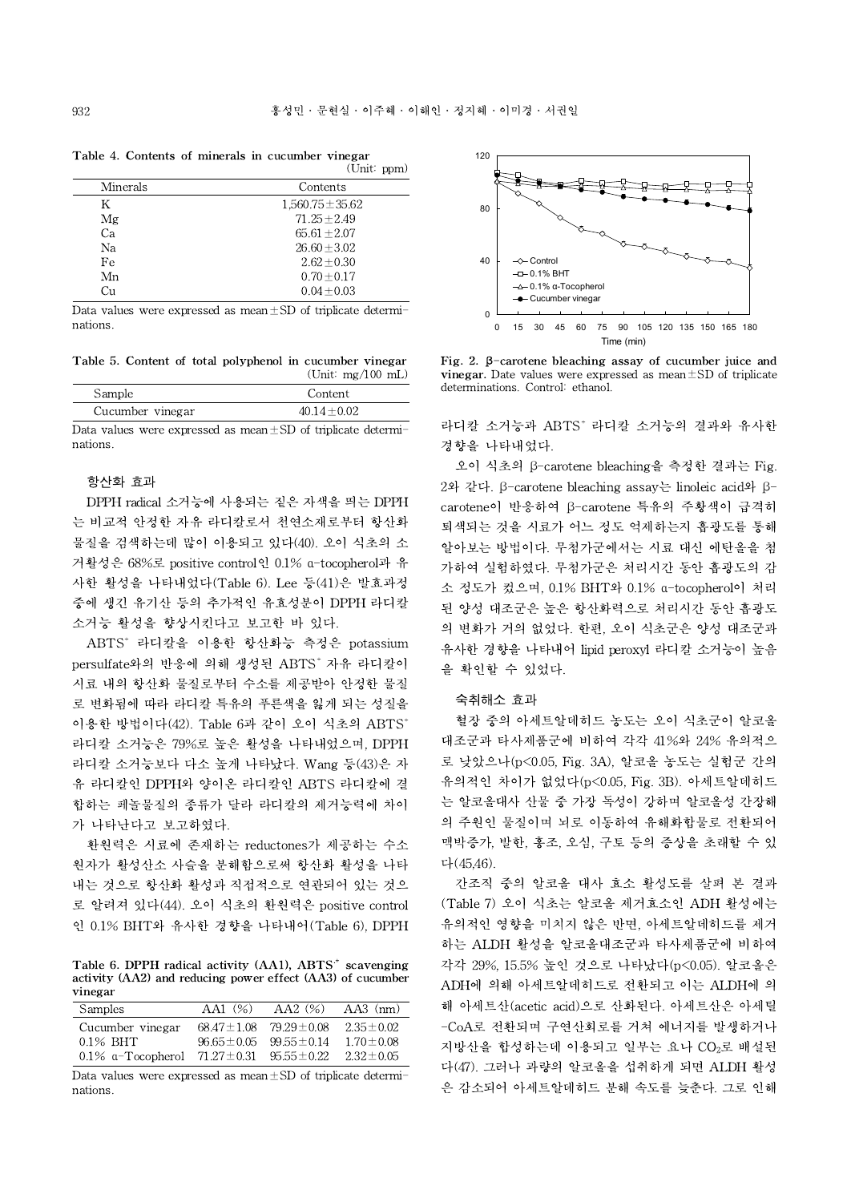**Table 4. Contents of minerals in cucumber vinegar** (Unit: ppm)

| Minerals | Contents |
|---|---|
| K | 1,560.75±35.62 |
| Mg | 71.25±2.49 |
| Ca | 65.61±2.07 |
| Na | 26.60±3.02 |
| Fe | 2.62±0.30 |
| Mn | 0.70±0.17 |
| Cu | 0.04±0.03 |

Data values were expressed as mean±SD of triplicate determinations.

**Table 5. Content of total polyphenol in cucumber vinegar** (Unit: mg/100 mL)

| Sample | Content |
|---|---|
| Cucumber vinegar | 40.14±0.02 |

Data values were expressed as mean±SD of triplicate determinations.

### 항산화 효과

DPPH radical 소거능에 사용되는 짙은 자색을 띄는 DPPH는 비교적 안정한 자유 라디칼로서 천연소재로부터 항산화 물질을 검색하는데 많이 이용되고 있다(40). 오이 식초의 소거활성은 68%로 positive control인 0.1% α-tocopherol과 유사한 활성을 나타내었다(Table 6). Lee 등(41)은 발효과정 중에 생긴 유기산 등의 추가적인 유효성분이 DPPH 라디칼 소거능 활성을 향상시킨다고 보고한 바 있다.

$ABTS^{+}$ 라디칼을 이용한 항산화능 측정은 potassium persulfate와의 반응에 의해 생성된 $ABTS^{+}$ 자유 라디칼이 시료 내의 항산화 물질로부터 수소를 제공받아 안정한 물질로 변화됨에 따라 라디칼 특유의 푸른색을 잃게 되는 성질을 이용한 방법이다(42). Table 6과 같이 오이 식초의 $ABTS^{+}$ 라디칼 소거능은 79%로 높은 활성을 나타내었으며, DPPH 라디칼 소거능보다 다소 높게 나타났다. Wang 등(43)은 자유 라디칼인 DPPH와 양이온 라디칼인 ABTS 라디칼에 결합하는 페놀물질의 종류가 달라 라디칼의 제거능력에 차이가 나타난다고 보고하였다.

환원력은 시료에 존재하는 reductones가 제공하는 수소 원자가 활성산소 사슬을 분해함으로써 항산화 활성을 나타내는 것으로 항산화 활성과 직접적으로 연관되어 있는 것으로 알려져 있다(44). 오이 식초의 환원력은 positive control인 0.1% BHT와 유사한 경향을 나타내어(Table 6), DPPH 라디칼 소거능과 $ABTS^{+}$ 라디칼 소거능의 결과와 유사한 경향을 나타내었다.

**Table 6. DPPH radical activity (AA1), $ABTS^{+}$ scavenging activity (AA2) and reducing power effect (AA3) of cucumber vinegar**

| Samples | AA1 (%) | AA2 (%) | AA3 (nm) |
|---|---|---|---|
| Cucumber vinegar | 68.47±1.08 | 79.29±0.08 | 2.35±0.02 |
| 0.1% BHT | 96.65±0.05 | 99.55±0.14 | 1.70±0.08 |
| 0.1% α-Tocopherol | 71.27±0.31 | 95.55±0.22 | 2.32±0.05 |

Data values were expressed as mean±SD of triplicate determinations.

**Fig. 2. β-carotene bleaching assay of cucumber juice and vinegar.** Date values were expressed as mean±SD of triplicate determinations. Control: ethanol.

오이 식초의 β-carotene bleaching을 측정한 결과는 Fig. 2와 같다. β-carotene bleaching assay는 linoleic acid와 β-carotene이 반응하여 β-carotene 특유의 주황색이 급격히 퇴색되는 것을 시료가 어느 정도 억제하는지 흡광도를 통해 알아보는 방법이다. 무첨가군에서는 시료 대신 에탄올을 첨가하여 실험하였다. 무첨가군은 처리시간 동안 흡광도의 감소 정도가 컸으며, 0.1% BHT와 0.1% α-tocopherol이 처리된 양성 대조군은 높은 항산화력으로 처리시간 동안 흡광도의 변화가 거의 없었다. 한편, 오이 식초군은 양성 대조군과 유사한 경향을 나타내어 lipid peroxyl 라디칼 소거능이 높음을 확인할 수 있었다.

### 숙취해소 효과

혈장 중의 아세트알데히드 농도는 오이 식초군이 알코올 대조군과 타사제품군에 비하여 각각 41%와 24% 유의적으로 낮았으나($p<0.05$, Fig. 3A), 알코올 농도는 실험군 간의 유의적인 차이가 없었다($p<0.05$, Fig. 3B). 아세트알데히드는 알코올대사 산물 중 가장 독성이 강하며 알코올성 간장해의 주원인 물질이며 뇌로 이동하여 유해화합물로 전환되어 맥박증가, 발한, 홍조, 오심, 구토 등의 증상을 초래할 수 있다(45,46).

간조직 중의 알코올 대사 효소 활성도를 살펴 본 결과(Table 7) 오이 식초는 알코올 제거효소인 ADH 활성에는 유의적인 영향을 미치지 않은 반면, 아세트알데히드를 제거하는 ALDH 활성을 알코올대조군과 타사제품군에 비하여 각각 29%, 15.5% 높인 것으로 나타났다($p<0.05$). 알코올은 ADH에 의해 아세트알데히드로 전환되고 이는 ALDH에 의해 아세트산(acetic acid)으로 산화된다. 아세트산은 아세틸-CoA로 전환되며 구연산회로를 거쳐 에너지를 발생하거나 지방산을 합성하는데 이용되고 일부는 요나 $CO_2$로 배설된다(47). 그러나 과량의 알코올을 섭취하게 되면 ALDH 활성은 감소되어 아세트알데히드 분해 속도를 늦춘다. 그로 인해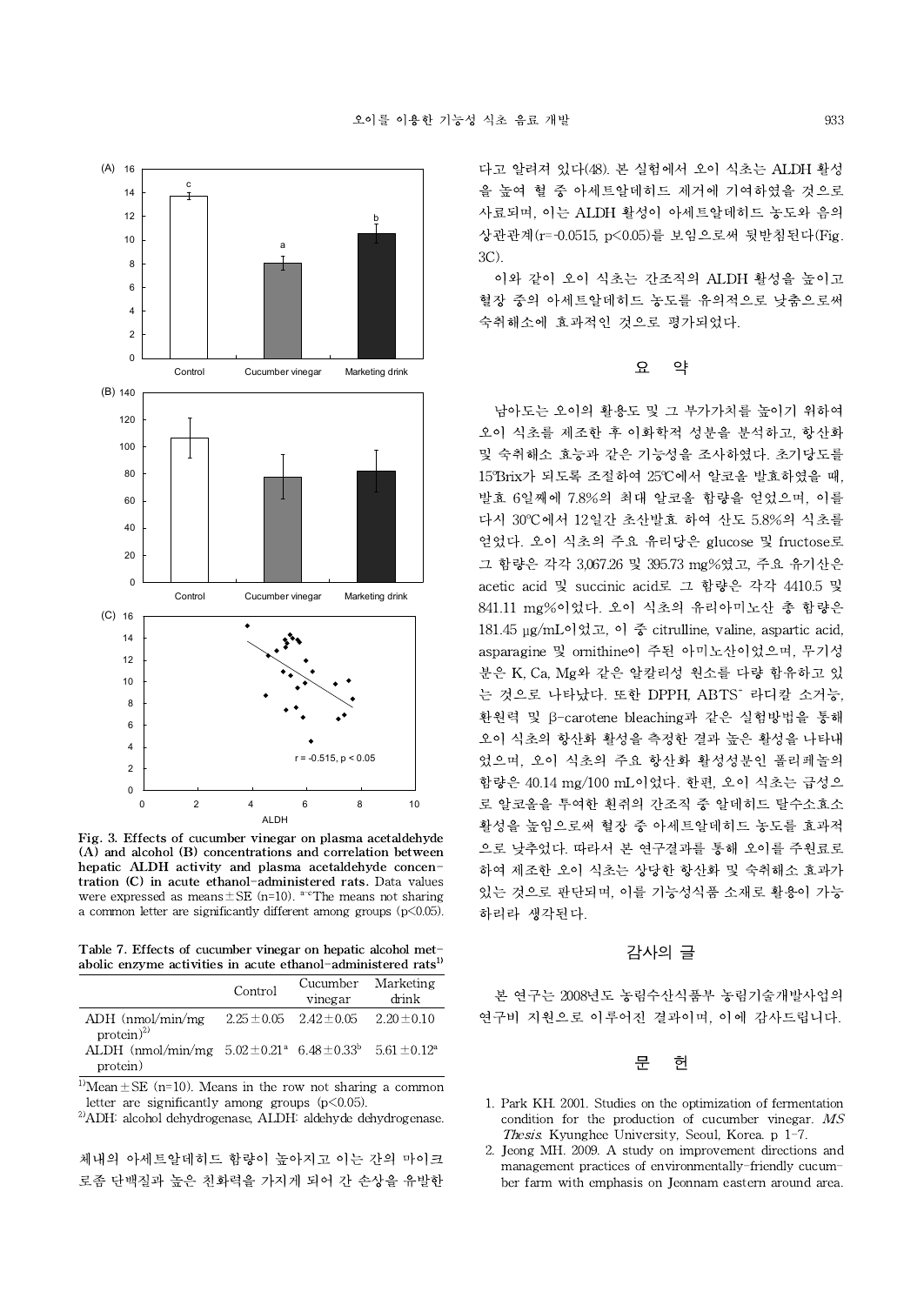Fig. 3. Effects of cucumber vinegar on plasma acetaldehyde (A) and alcohol (B) concentrations and correlation between hepatic ALDH activity and plasma acetaldehyde concentration (C) in acute ethanol-administered rats. Data values were expressed as means±SE (n=10). [a-c]The means not sharing a common letter are significantly different among groups ($p<0.05$).

Table 7. Effects of cucumber vinegar on hepatic alcohol metabolic enzyme activities in acute ethanol-administered rats[1)]

| | Control | Cucumber vinegar | Marketing drink |
|---|---|---|---|
| ADH (nmol/min/mg protein)[2)] | 2.25±0.05 | 2.42±0.05 | 2.20±0.10 |
| ALDH (nmol/min/mg protein) | 5.02±0.21[a] | 6.48±0.33[b] | 5.61±0.12[a] |

[1)]Mean±SE (n=10). Means in the row not sharing a common letter are significantly among groups ($p<0.05$).
[2)]ADH: alcohol dehydrogenase, ALDH: aldehyde dehydrogenase.

체내의 아세트알데히드 함량이 높아지고 이는 간의 마이크로좀 단백질과 높은 친화력을 가지게 되어 간 손상을 유발한다고 알려져 있다(48). 본 실험에서 오이 식초는 ALDH 활성을 높여 혈 중 아세트알데히드 제거에 기여하였을 것으로 사료되며, 이는 ALDH 활성이 아세트알데히드 농도와 음의 상관관계(r=-0.0515, $p<0.05$)를 보임으로써 뒷받침된다(Fig. 3C).

이와 같이 오이 식초는 간조직의 ALDH 활성을 높이고 혈장 중의 아세트알데히드 농도를 유의적으로 낮춤으로써 숙취해소에 효과적인 것으로 평가되었다.

## 요 약

남아도는 오이의 활용도 및 그 부가가치를 높이기 위하여 오이 식초를 제조한 후 이화학적 성분을 분석하고, 항산화 및 숙취해소 효능과 같은 기능성을 조사하였다. 초기당도를 15°Brix가 되도록 조절하여 25°C에서 알코올 발효하였을 때, 발효 6일째에 7.8%의 최대 알코올 함량을 얻었으며, 이를 다시 30°C에서 12일간 초산발효 하여 산도 5.8%의 식초를 얻었다. 오이 식초의 주요 유리당은 glucose 및 fructose로 그 함량은 각각 3,067.26 및 395.73 mg%였고, 주요 유기산은 acetic acid 및 succinic acid로 그 함량은 각각 4410.5 및 841.11 mg%이었다. 오이 식초의 유리아미노산 총 함량은 181.45 μg/mL이었고, 이 중 citrulline, valine, aspartic acid, asparagine 및 ornithine이 주된 아미노산이었으며, 무기성분은 K, Ca, Mg와 같은 알칼리성 원소를 다량 함유하고 있는 것으로 나타났다. 또한 DPPH, ABTS[+] 라디칼 소거능, 환원력 및 β-carotene bleaching과 같은 실험방법을 통해 오이 식초의 항산화 활성을 측정한 결과 높은 활성을 나타내었으며, 오이 식초의 주요 항산화 활성성분인 폴리페놀의 함량은 40.14 mg/100 mL이었다. 한편, 오이 식초는 급성으로 알코올을 투여한 흰쥐의 간조직 중 알데히드 탈수소효소 활성을 높임으로써 혈장 중 아세트알데히드 농도를 효과적으로 낮추었다. 따라서 본 연구결과를 통해 오이를 주원료로 하여 제조한 오이 식초는 상당한 항산화 및 숙취해소 효과가 있는 것으로 판단되며, 이를 기능성식품 소재로 활용이 가능하리라 생각된다.

## 감사의 글

본 연구는 2008년도 농림수산식품부 농림기술개발사업의 연구비 지원으로 이루어진 결과이며, 이에 감사드립니다.

## 문 헌

1. Park KH. 2001. Studies on the optimization of fermentation condition for the production of cucumber vinegar. *MS Thesis*. Kyunghee University, Seoul, Korea. p 1-7.
2. Jeong MH. 2009. A study on improvement directions and management practices of environmentally-friendly cucumber farm with emphasis on Jeonnam eastern around area.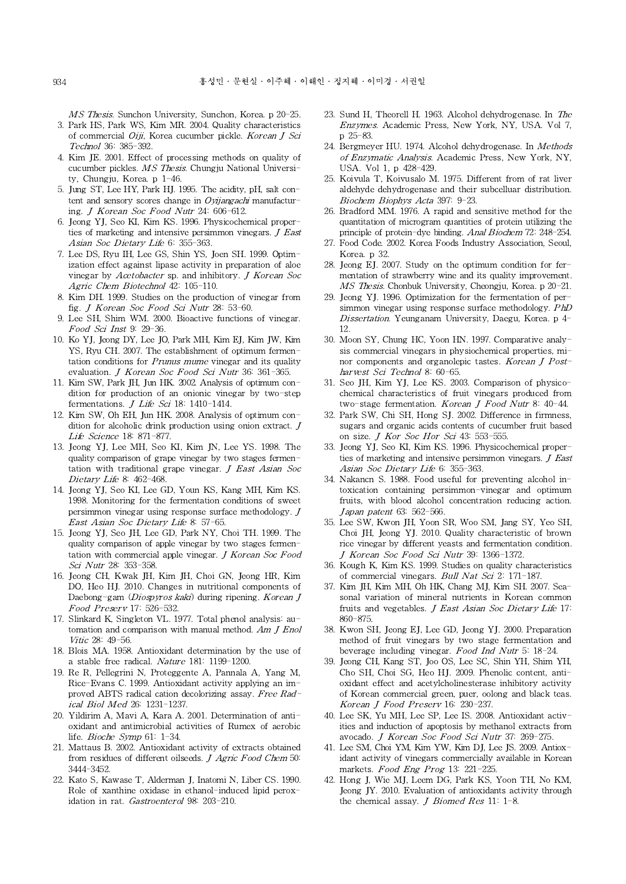*MS Thesis*. Sunchon University, Sunchon, Korea. p 20-25.

3. Park HS, Park WS, Kim MR. 2004. Quality characteristics of commercial *Oiji*, Korea cucumber pickle. *Korean J Sci Technol* 36: 385-392.
4. Kim JE. 2001. Effect of processing methods on quality of cucumber pickles. *MS Thesis*. Chungju National University, Chungju, Korea. p 1-46.
5. Jung ST, Lee HY, Park HJ. 1995. The acidity, pH, salt content and sensory scores change in *Oyijangachi* manufacturing. *J Korean Soc Food Nutr* 24: 606-612.
6. Jeong YJ, Seo KI, Kim KS. 1996. Physicochemical properties of marketing and intensive persimmon vinegars. *J East Asian Soc Dietary Life* 6: 355-363.
7. Lee DS, Ryu IH, Lee GS, Shin YS, Joen SH. 1999. Optimization effect against lipase activity in preparation of aloe vinegar by *Acetobacter* sp. and inhibitory. *J Korean Soc Agric Chem Biotechnol* 42: 105-110.
8. Kim DH. 1999. Studies on the production of vinegar from fig. *J Korean Soc Food Sci Nutr* 28: 53-60.
9. Lee SH, Shim WM. 2000. Bioactive functions of vinegar. *Food Sci Inst* 9: 29-36.
10. Ko YJ, Jeong DY, Lee JO, Park MH, Kim EJ, Kim JW, Kim YS, Ryu CH. 2007. The establishment of optimum fermentation conditions for *Prunus mume* vinegar and its quality evaluation. *J Korean Soc Food Sci Nutr* 36: 361-365.
11. Kim SW, Park JH, Jun HK. 2002. Analysis of optimum condition for production of an onionic vinegar by two-step fermentations. *J Life Sci* 18: 1410-1414.
12. Kim SW, Oh EH, Jun HK. 2008. Analysis of optimum condition for alcoholic drink production using onion extract. *J Life Science* 18: 871-877.
13. Jeong YJ, Lee MH, Seo KI, Kim JN, Lee YS. 1998. The quality comparison of grape vinegar by two stages fermentation with traditional grape vinegar. *J East Asian Soc Dietary Life* 8: 462-468.
14. Jeong YJ, Seo KI, Lee GD, Youn KS, Kang MH, Kim KS. 1998. Monitoring for the fermentation conditions of sweet persimmon vinegar using response surface methodology. *J East Asian Soc Dietary Life* 8: 57-65.
15. Jeong YJ, Seo JH, Lee GD, Park NY, Choi TH. 1999. The quality comparison of apple vinegar by two stages fermentation with commercial apple vinegar. *J Korean Soc Food Sci Nutr* 28: 353-358.
16. Jeong CH, Kwak JH, Kim JH, Choi GN, Jeong HR, Kim DO, Heo HJ. 2010. Changes in nutritional components of Daebong-gam (*Diospyros kaki*) during ripening. *Korean J Food Preserv* 17: 526-532.
17. Slinkard K, Singleton VL. 1977. Total phenol analysis: automation and comparison with manual method. *Am J Enol Vitic* 28: 49-56.
18. Blois MA. 1958. Antioxidant determination by the use of a stable free radical. *Nature* 181: 1199-1200.
19. Re R, Pellegrini N, Proteggente A, Pannala A, Yang M, Rice-Evans C. 1999. Antioxidant activity applying an improved ABTS radical cation decolorizing assay. *Free Radical Biol Med* 26: 1231-1237.
20. Yildirim A, Mavi A, Kara A. 2001. Determination of antioxidant and antimicrobial activities of Rumex of aerobic life. *Bioche Symp* 61: 1-34.
21. Mattaus B. 2002. Antioxidant activity of extracts obtained from residues of different oilseeds. *J Agric Food Chem* 50: 3444-3452.
22. Kato S, Kawase T, Alderman J, Inatomi N, Liber CS. 1990. Role of xanthine oxidase in ethanol-induced lipid peroxidation in rat. *Gastroenterol* 98: 203-210.
23. Sund H, Theorell H. 1963. Alcohol dehydrogenase. In *The Enzymes*. Academic Press, New York, NY, USA. Vol 7, p 25-83.
24. Bergmeyer HU. 1974. Alcohol dehydrogenase. In *Methods of Enzymatic Analysis*. Academic Press, New York, NY, USA. Vol 1, p 428-429.
25. Koivula T, Koivusalo M. 1975. Different from of rat liver aldehyde dehydrogenase and their subcelluar distribution. *Biochem Biophys Acta* 397: 9-23.
26. Bradford MM. 1976. A rapid and sensitive method for the quantitation of microgram quantities of protein utilizing the principle of protein-dye binding. *Anal Biochem* 72: 248-254.
27. Food Code. 2002. Korea Foods Industry Association, Seoul, Korea. p 32.
28. Jeong EJ. 2007. Study on the optimum condition for fermentation of strawberry wine and its quality improvement. *MS Thesis*. Chonbuk University, Cheongju, Korea. p 20-21.
29. Jeong YJ. 1996. Optimization for the fermentation of persimmon vinegar using response surface methodology. *PhD Dissertation*. Yeunganam University, Daegu, Korea. p 4-12.
30. Moon SY, Chung HC, Yoon HN. 1997. Comparative analysis commercial vinegars in physiochemical properties, minor components and organolepic tastes. *Korean J Postharvest Sci Technol* 8: 60-65.
31. Seo JH, Kim YJ, Lee KS. 2003. Comparison of physicochemical characteristics of fruit vinegars produced from two-stage fermentation. *Korean J Food Nutr* 8: 40-44.
32. Park SW, Chi SH, Hong SJ. 2002. Difference in firmness, sugars and organic acids contents of cucumber fruit based on size. *J Kor Soc Hor Sci* 43: 553-555.
33. Jeong YJ, Seo KI, Kim KS. 1996. Physicochemical properties of marketing and intensive persimmon vinegars. *J East Asian Soc Dietary Life* 6: 355-363.
34. Nakancn S. 1988. Food useful for preventing alcohol intoxication containing persimmon-vinegar and optimum fruits, with blood alcohol concentration reducing action. *Japan patent* 63: 562-566.
35. Lee SW, Kwon JH, Yoon SR, Woo SM, Jang SY, Yeo SH, Choi JH, Jeong YJ. 2010. Quality characteristic of brown rice vinegar by different yeasts and fermentation condition. *J Korean Soc Food Sci Nutr* 39: 1366-1372.
36. Kough K, Kim KS. 1999. Studies on quality characteristics of commercial vinegars. *Bull Nat Sci* 2: 171-187.
37. Kim JH, Kim MH, Oh HK, Chang MJ, Kim SH. 2007. Seasonal variation of mineral nutrients in Korean common fruits and vegetables. *J East Asian Soc Dietary Life* 17: 860-875.
38. Kwon SH, Jeong EJ, Lee GD, Jeong YJ. 2000. Preparation method of fruit vinegars by two stage fermentation and beverage including vinegar. *Food Ind Nutr* 5: 18-24.
39. Jeong CH, Kang ST, Joo OS, Lee SC, Shin YH, Shim YH, Cho SH, Choi SG, Heo HJ. 2009. Phenolic content, antioxidant effect and acetylcholinesterase inhibitory activity of Korean commercial green, puer, oolong and black teas. *Korean J Food Preserv* 16: 230-237.
40. Lee SK, Yu MH, Lee SP, Lee IS. 2008. Antioxidant activities and induction of apoptosis by methanol extracts from avocado. *J Korean Soc Food Sci Nutr* 37: 269-275.
41. Lee SM, Choi YM, Kim YW, Kim DJ, Lee JS. 2009. Antioxidant activity of vinegars commercially available in Korean markets. *Food Eng Prog* 13: 221-225.
42. Hong J, Wie MJ, Leem DG, Park KS, Yoon TH, No KM, Jeong JY. 2010. Evaluation of antioxidants activity through the chemical assay. *J Biomed Res* 11: 1-8.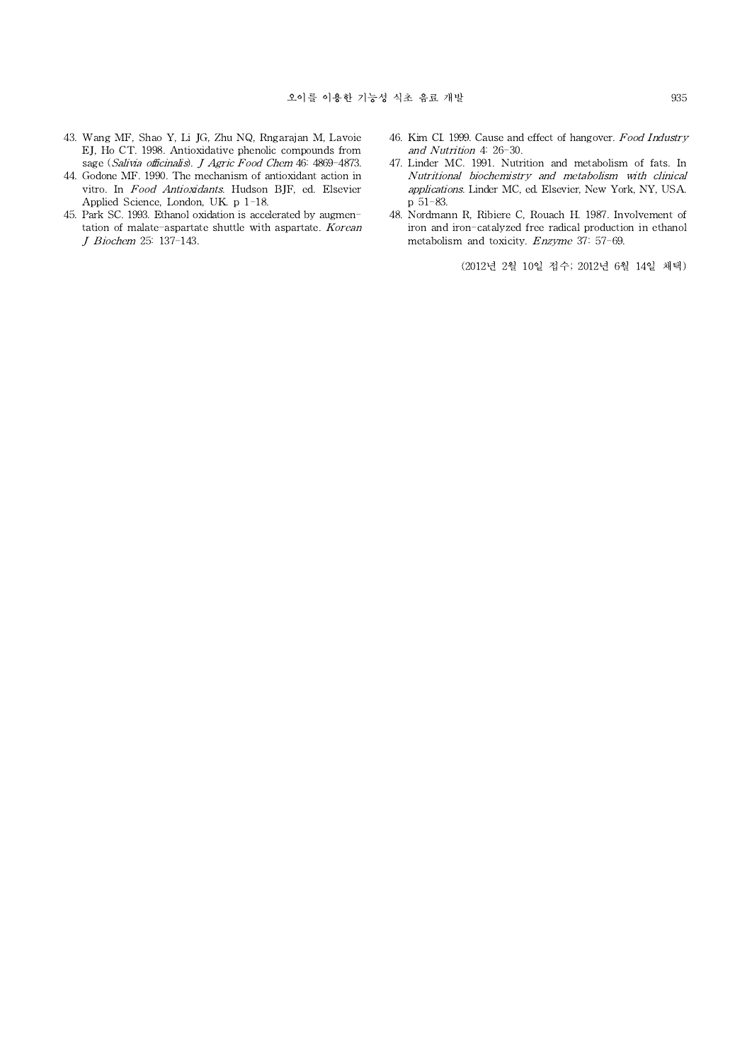43. Wang MF, Shao Y, Li JG, Zhu NQ, Rngarajan M, Lavoie EJ, Ho CT. 1998. Antioxidative phenolic compounds from sage (*Salivia officinalis*). *J Agric Food Chem* 46: 4869-4873.
44. Godone MF. 1990. The mechanism of antioxidant action in vitro. In *Food Antioxidants*. Hudson BJF, ed. Elsevier Applied Science, London, UK. p 1-18.
45. Park SC. 1993. Ethanol oxidation is accelerated by augmentation of malate-aspartate shuttle with aspartate. *Korean J Biochem* 25: 137-143.
46. Kim CI. 1999. Cause and effect of hangover. *Food Industry and Nutrition* 4: 26-30.
47. Linder MC. 1991. Nutrition and metabolism of fats. In *Nutritional biochemistry and metabolism with clinical applications*. Linder MC, ed. Elsevier, New York, NY, USA. p 51-83.
48. Nordmann R, Ribiere C, Rouach H. 1987. Involvement of iron and iron-catalyzed free radical production in ethanol metabolism and toxicity. *Enzyme* 37: 57-69.

(2012년 2월 10일 접수; 2012년 6월 14일 채택)